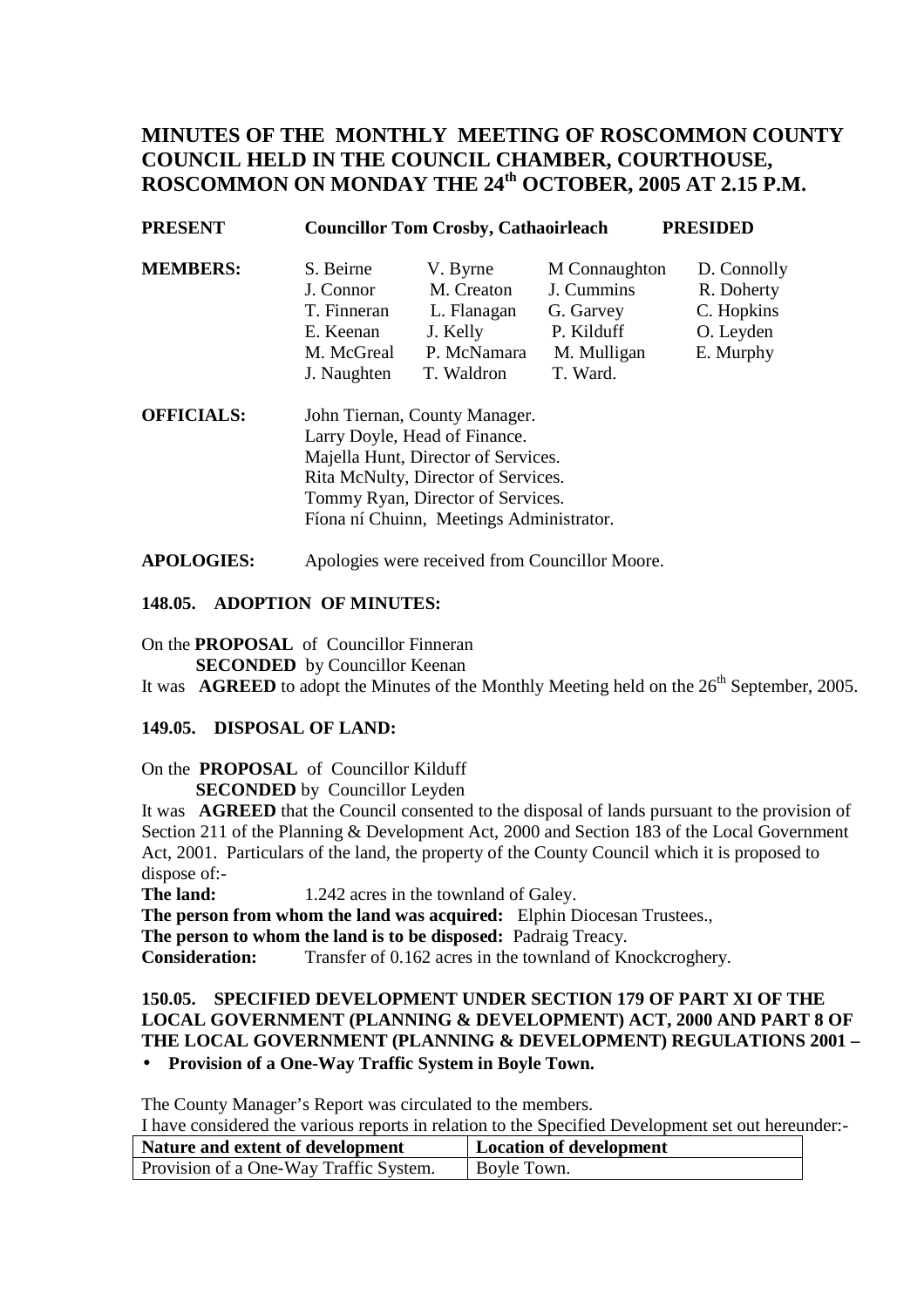# MINUTES OF THE MONTHLY MEETING OF ROSCOMMON COUNTY COUNCIL HELD IN THE COUNCIL CHAMBER, COURTHOUSE, ROSCOMMON ON MONDAY THE 24th OCTOBER, 2005 AT 2.15 P.M.

**PRESENT** **Councillor Tom Crosby, Cathaoirleach** **PRESIDED**

| **MEMBERS:** | | | |
|---|---|---|---|
| S. Beirne | V. Byrne | M Connaughton | D. Connolly |
| J. Connor | M. Creaton | J. Cummins | R. Doherty |
| T. Finneran | L. Flanagan | G. Garvey | C. Hopkins |
| E. Keenan | J. Kelly | P. Kilduff | O. Leyden |
| M. McGreal | P. McNamara | M. Mulligan | E. Murphy |
| J. Naughten | T. Waldron | T. Ward. | |

**OFFICIALS:**
John Tiernan, County Manager.
Larry Doyle, Head of Finance.
Majella Hunt, Director of Services.
Rita McNulty, Director of Services.
Tommy Ryan, Director of Services.
Fíona ní Chuinn, Meetings Administrator.

**APOLOGIES:** Apologies were received from Councillor Moore.

### 148.05. ADOPTION OF MINUTES:

On the **PROPOSAL** of Councillor Finneran
**SECONDED** by Councillor Keenan
It was **AGREED** to adopt the Minutes of the Monthly Meeting held on the 26th September, 2005.

### 149.05. DISPOSAL OF LAND:

On the **PROPOSAL** of Councillor Kilduff
**SECONDED** by Councillor Leyden
It was **AGREED** that the Council consented to the disposal of lands pursuant to the provision of Section 211 of the Planning & Development Act, 2000 and Section 183 of the Local Government Act, 2001. Particulars of the land, the property of the County Council which it is proposed to dispose of:-

**The land:** 1.242 acres in the townland of Galey.
**The person from whom the land was acquired:** Elphin Diocesan Trustees.,
**The person to whom the land is to be disposed:** Padraig Treacy.
**Consideration:** Transfer of 0.162 acres in the townland of Knockcroghery.

### 150.05. SPECIFIED DEVELOPMENT UNDER SECTION 179 OF PART XI OF THE LOCAL GOVERNMENT (PLANNING & DEVELOPMENT) ACT, 2000 AND PART 8 OF THE LOCAL GOVERNMENT (PLANNING & DEVELOPMENT) REGULATIONS 2001 –

- **Provision of a One-Way Traffic System in Boyle Town.**

The County Manager's Report was circulated to the members.
I have considered the various reports in relation to the Specified Development set out hereunder:-

| Nature and extent of development | Location of development |
|---|---|
| Provision of a One-Way Traffic System. | Boyle Town. |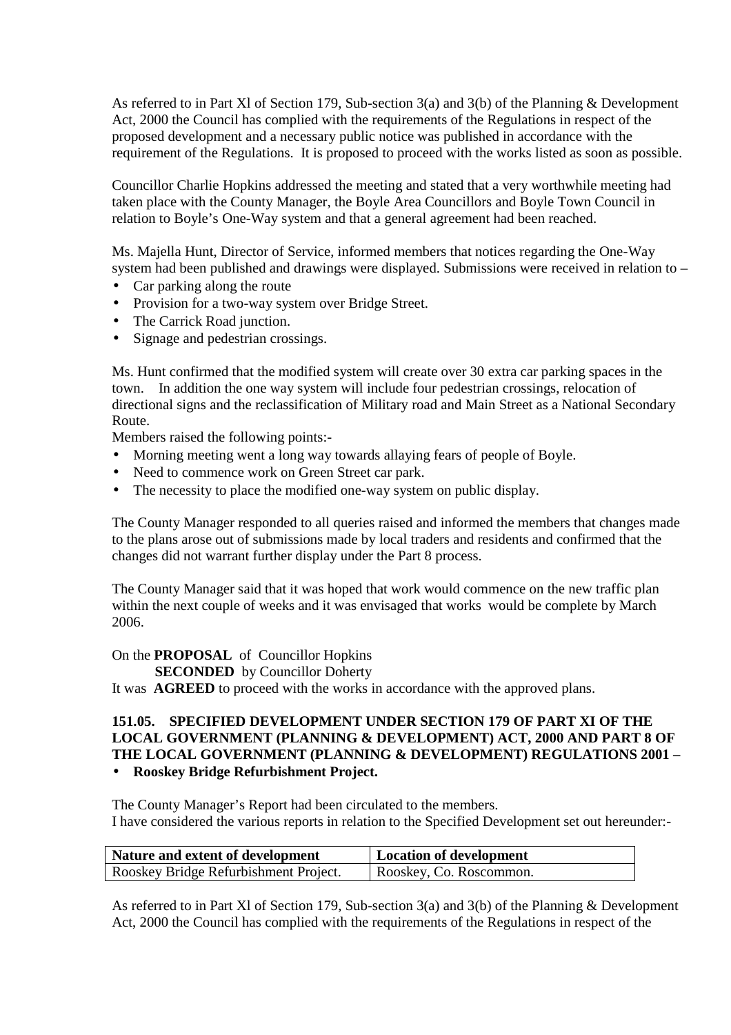As referred to in Part Xl of Section 179, Sub-section 3(a) and 3(b) of the Planning & Development Act, 2000 the Council has complied with the requirements of the Regulations in respect of the proposed development and a necessary public notice was published in accordance with the requirement of the Regulations. It is proposed to proceed with the works listed as soon as possible.

Councillor Charlie Hopkins addressed the meeting and stated that a very worthwhile meeting had taken place with the County Manager, the Boyle Area Councillors and Boyle Town Council in relation to Boyle's One-Way system and that a general agreement had been reached.

Ms. Majella Hunt, Director of Service, informed members that notices regarding the One-Way system had been published and drawings were displayed. Submissions were received in relation to –

- Car parking along the route
- Provision for a two-way system over Bridge Street.
- The Carrick Road junction.
- Signage and pedestrian crossings.

Ms. Hunt confirmed that the modified system will create over 30 extra car parking spaces in the town. In addition the one way system will include four pedestrian crossings, relocation of directional signs and the reclassification of Military road and Main Street as a National Secondary Route.

Members raised the following points:-

- Morning meeting went a long way towards allaying fears of people of Boyle.
- Need to commence work on Green Street car park.
- The necessity to place the modified one-way system on public display.

The County Manager responded to all queries raised and informed the members that changes made to the plans arose out of submissions made by local traders and residents and confirmed that the changes did not warrant further display under the Part 8 process.

The County Manager said that it was hoped that work would commence on the new traffic plan within the next couple of weeks and it was envisaged that works would be complete by March 2006.

On the **PROPOSAL** of Councillor Hopkins
**SECONDED** by Councillor Doherty
It was **AGREED** to proceed with the works in accordance with the approved plans.

**151.05. SPECIFIED DEVELOPMENT UNDER SECTION 179 OF PART XI OF THE LOCAL GOVERNMENT (PLANNING & DEVELOPMENT) ACT, 2000 AND PART 8 OF THE LOCAL GOVERNMENT (PLANNING & DEVELOPMENT) REGULATIONS 2001 –**

- **Rooskey Bridge Refurbishment Project.**

The County Manager's Report had been circulated to the members.
I have considered the various reports in relation to the Specified Development set out hereunder:-

| Nature and extent of development | Location of development |
|---|---|
| Rooskey Bridge Refurbishment Project. | Rooskey, Co. Roscommon. |

As referred to in Part Xl of Section 179, Sub-section 3(a) and 3(b) of the Planning & Development Act, 2000 the Council has complied with the requirements of the Regulations in respect of the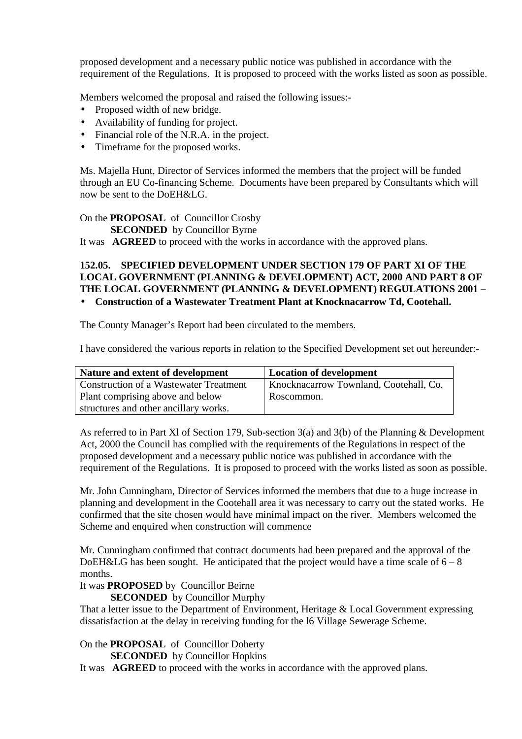proposed development and a necessary public notice was published in accordance with the requirement of the Regulations. It is proposed to proceed with the works listed as soon as possible.

Members welcomed the proposal and raised the following issues:-

- Proposed width of new bridge.
- Availability of funding for project.
- Financial role of the N.R.A. in the project.
- Timeframe for the proposed works.

Ms. Majella Hunt, Director of Services informed the members that the project will be funded through an EU Co-financing Scheme. Documents have been prepared by Consultants which will now be sent to the DoEH&LG.

On the **PROPOSAL** of Councillor Crosby
**SECONDED** by Councillor Byrne
It was **AGREED** to proceed with the works in accordance with the approved plans.

**152.05. SPECIFIED DEVELOPMENT UNDER SECTION 179 OF PART XI OF THE LOCAL GOVERNMENT (PLANNING & DEVELOPMENT) ACT, 2000 AND PART 8 OF THE LOCAL GOVERNMENT (PLANNING & DEVELOPMENT) REGULATIONS 2001 –**

- **Construction of a Wastewater Treatment Plant at Knocknacarrow Td, Cootehall.**

The County Manager's Report had been circulated to the members.

I have considered the various reports in relation to the Specified Development set out hereunder:-

| Nature and extent of development | Location of development |
|---|---|
| Construction of a Wastewater Treatment Plant comprising above and below structures and other ancillary works. | Knocknacarrow Townland, Cootehall, Co. Roscommon. |

As referred to in Part Xl of Section 179, Sub-section 3(a) and 3(b) of the Planning & Development Act, 2000 the Council has complied with the requirements of the Regulations in respect of the proposed development and a necessary public notice was published in accordance with the requirement of the Regulations. It is proposed to proceed with the works listed as soon as possible.

Mr. John Cunningham, Director of Services informed the members that due to a huge increase in planning and development in the Cootehall area it was necessary to carry out the stated works. He confirmed that the site chosen would have minimal impact on the river. Members welcomed the Scheme and enquired when construction will commence

Mr. Cunningham confirmed that contract documents had been prepared and the approval of the DoEH&LG has been sought. He anticipated that the project would have a time scale of 6 – 8 months.

It was **PROPOSED** by Councillor Beirne
**SECONDED** by Councillor Murphy
That a letter issue to the Department of Environment, Heritage & Local Government expressing dissatisfaction at the delay in receiving funding for the l6 Village Sewerage Scheme.

On the **PROPOSAL** of Councillor Doherty
**SECONDED** by Councillor Hopkins
It was **AGREED** to proceed with the works in accordance with the approved plans.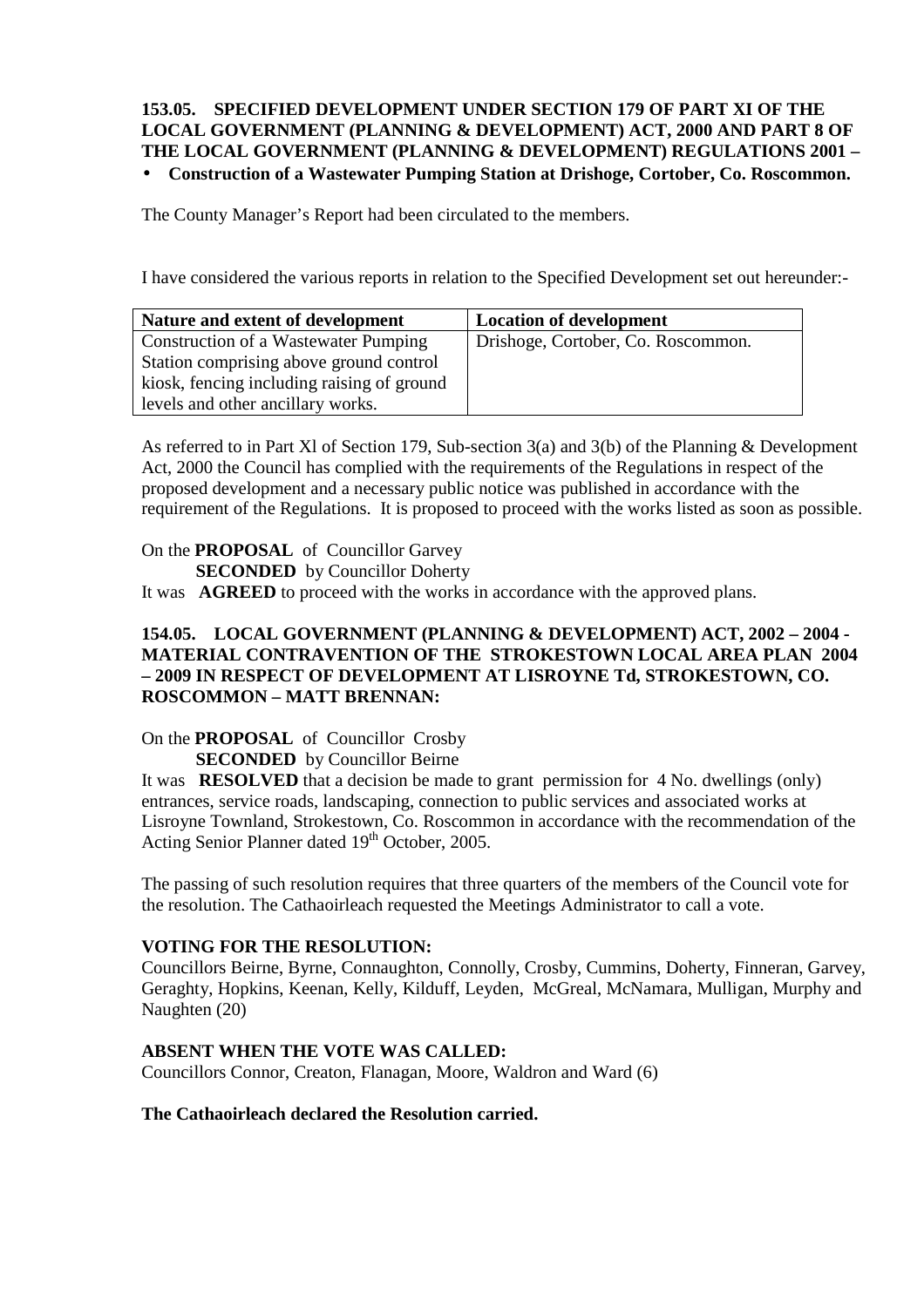**153.05. SPECIFIED DEVELOPMENT UNDER SECTION 179 OF PART XI OF THE LOCAL GOVERNMENT (PLANNING & DEVELOPMENT) ACT, 2000 AND PART 8 OF THE LOCAL GOVERNMENT (PLANNING & DEVELOPMENT) REGULATIONS 2001 –**

- **Construction of a Wastewater Pumping Station at Drishoge, Cortober, Co. Roscommon.**

The County Manager's Report had been circulated to the members.

I have considered the various reports in relation to the Specified Development set out hereunder:-

| Nature and extent of development | Location of development |
|---|---|
| Construction of a Wastewater Pumping Station comprising above ground control kiosk, fencing including raising of ground levels and other ancillary works. | Drishoge, Cortober, Co. Roscommon. |

As referred to in Part Xl of Section 179, Sub-section 3(a) and 3(b) of the Planning & Development Act, 2000 the Council has complied with the requirements of the Regulations in respect of the proposed development and a necessary public notice was published in accordance with the requirement of the Regulations. It is proposed to proceed with the works listed as soon as possible.

On the **PROPOSAL** of Councillor Garvey
**SECONDED** by Councillor Doherty
It was **AGREED** to proceed with the works in accordance with the approved plans.

**154.05. LOCAL GOVERNMENT (PLANNING & DEVELOPMENT) ACT, 2002 – 2004 - MATERIAL CONTRAVENTION OF THE STROKESTOWN LOCAL AREA PLAN 2004 – 2009 IN RESPECT OF DEVELOPMENT AT LISROYNE Td, STROKESTOWN, CO. ROSCOMMON – MATT BRENNAN:**

On the **PROPOSAL** of Councillor Crosby
**SECONDED** by Councillor Beirne
It was **RESOLVED** that a decision be made to grant permission for 4 No. dwellings (only) entrances, service roads, landscaping, connection to public services and associated works at Lisroyne Townland, Strokestown, Co. Roscommon in accordance with the recommendation of the Acting Senior Planner dated 19th October, 2005.

The passing of such resolution requires that three quarters of the members of the Council vote for the resolution. The Cathaoirleach requested the Meetings Administrator to call a vote.

**VOTING FOR THE RESOLUTION:**
Councillors Beirne, Byrne, Connaughton, Connolly, Crosby, Cummins, Doherty, Finneran, Garvey, Geraghty, Hopkins, Keenan, Kelly, Kilduff, Leyden, McGreal, McNamara, Mulligan, Murphy and Naughten (20)

**ABSENT WHEN THE VOTE WAS CALLED:**
Councillors Connor, Creaton, Flanagan, Moore, Waldron and Ward (6)

**The Cathaoirleach declared the Resolution carried.**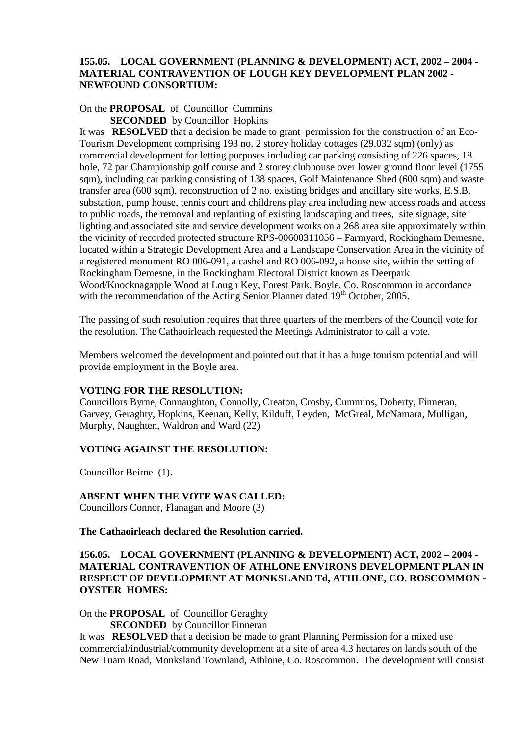**155.05. LOCAL GOVERNMENT (PLANNING & DEVELOPMENT) ACT, 2002 – 2004 - MATERIAL CONTRAVENTION OF LOUGH KEY DEVELOPMENT PLAN 2002 - NEWFOUND CONSORTIUM:**

On the **PROPOSAL** of Councillor Cummins
**SECONDED** by Councillor Hopkins

It was **RESOLVED** that a decision be made to grant permission for the construction of an Eco-Tourism Development comprising 193 no. 2 storey holiday cottages (29,032 sqm) (only) as commercial development for letting purposes including car parking consisting of 226 spaces, 18 hole, 72 par Championship golf course and 2 storey clubhouse over lower ground floor level (1755 sqm), including car parking consisting of 138 spaces, Golf Maintenance Shed (600 sqm) and waste transfer area (600 sqm), reconstruction of 2 no. existing bridges and ancillary site works, E.S.B. substation, pump house, tennis court and childrens play area including new access roads and access to public roads, the removal and replanting of existing landscaping and trees, site signage, site lighting and associated site and service development works on a 268 area site approximately within the vicinity of recorded protected structure RPS-00600311056 – Farmyard, Rockingham Demesne, located within a Strategic Development Area and a Landscape Conservation Area in the vicinity of a registered monument RO 006-091, a cashel and RO 006-092, a house site, within the setting of Rockingham Demesne, in the Rockingham Electoral District known as Deerpark Wood/Knocknagapple Wood at Lough Key, Forest Park, Boyle, Co. Roscommon in accordance with the recommendation of the Acting Senior Planner dated 19th October, 2005.

The passing of such resolution requires that three quarters of the members of the Council vote for the resolution. The Cathaoirleach requested the Meetings Administrator to call a vote.

Members welcomed the development and pointed out that it has a huge tourism potential and will provide employment in the Boyle area.

**VOTING FOR THE RESOLUTION:**

Councillors Byrne, Connaughton, Connolly, Creaton, Crosby, Cummins, Doherty, Finneran, Garvey, Geraghty, Hopkins, Keenan, Kelly, Kilduff, Leyden, McGreal, McNamara, Mulligan, Murphy, Naughten, Waldron and Ward (22)

**VOTING AGAINST THE RESOLUTION:**

Councillor Beirne (1).

**ABSENT WHEN THE VOTE WAS CALLED:**

Councillors Connor, Flanagan and Moore (3)

**The Cathaoirleach declared the Resolution carried.**

**156.05. LOCAL GOVERNMENT (PLANNING & DEVELOPMENT) ACT, 2002 – 2004 - MATERIAL CONTRAVENTION OF ATHLONE ENVIRONS DEVELOPMENT PLAN IN RESPECT OF DEVELOPMENT AT MONKSLAND Td, ATHLONE, CO. ROSCOMMON - OYSTER HOMES:**

On the **PROPOSAL** of Councillor Geraghty
**SECONDED** by Councillor Finneran

It was **RESOLVED** that a decision be made to grant Planning Permission for a mixed use commercial/industrial/community development at a site of area 4.3 hectares on lands south of the New Tuam Road, Monksland Townland, Athlone, Co. Roscommon. The development will consist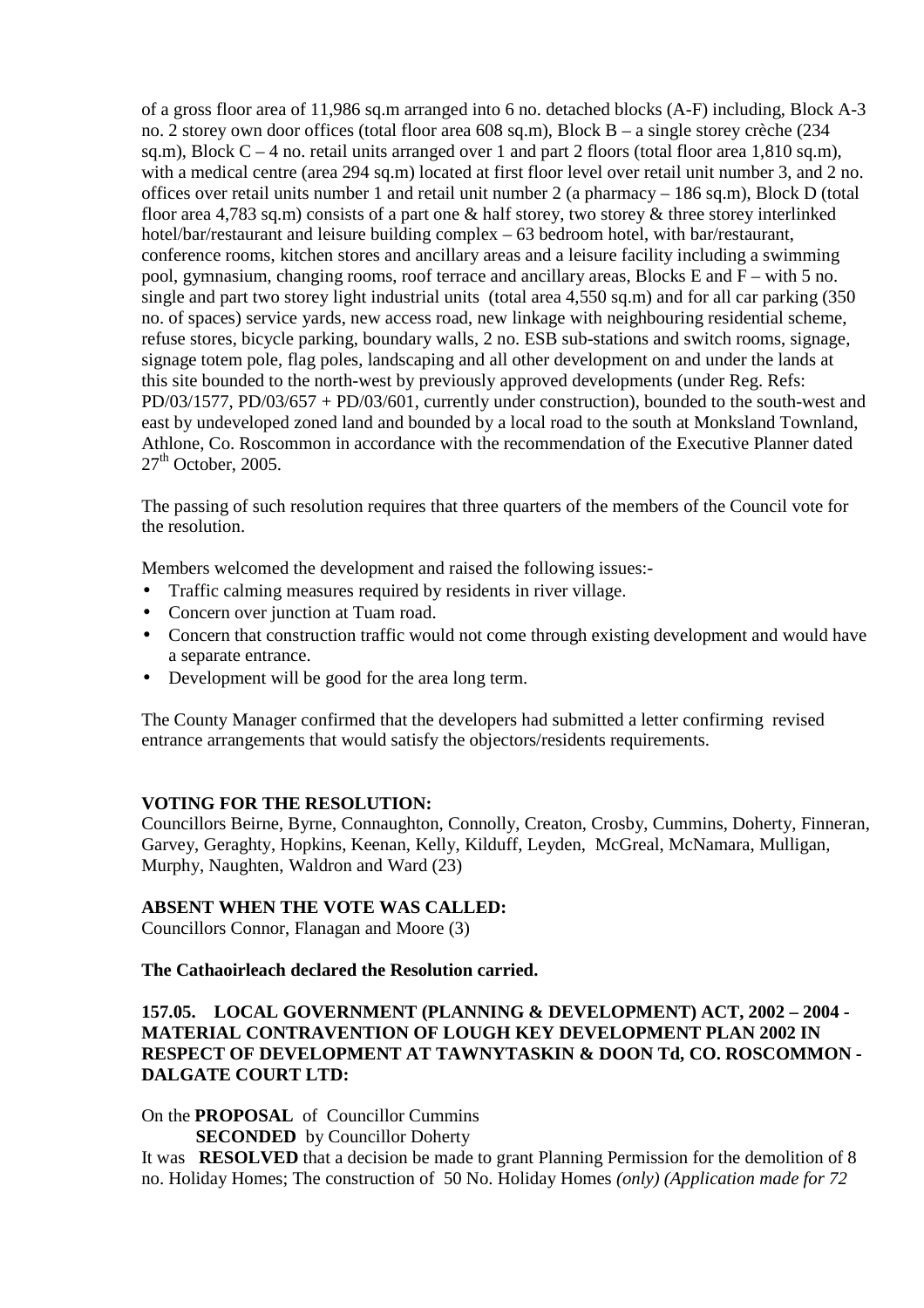of a gross floor area of 11,986 sq.m arranged into 6 no. detached blocks (A-F) including, Block A-3 no. 2 storey own door offices (total floor area 608 sq.m), Block B – a single storey crèche (234 sq.m), Block C – 4 no. retail units arranged over 1 and part 2 floors (total floor area 1,810 sq.m), with a medical centre (area 294 sq.m) located at first floor level over retail unit number 3, and 2 no. offices over retail units number 1 and retail unit number 2 (a pharmacy – 186 sq.m), Block D (total floor area 4,783 sq.m) consists of a part one & half storey, two storey & three storey interlinked hotel/bar/restaurant and leisure building complex – 63 bedroom hotel, with bar/restaurant, conference rooms, kitchen stores and ancillary areas and a leisure facility including a swimming pool, gymnasium, changing rooms, roof terrace and ancillary areas, Blocks E and F – with 5 no. single and part two storey light industrial units (total area 4,550 sq.m) and for all car parking (350 no. of spaces) service yards, new access road, new linkage with neighbouring residential scheme, refuse stores, bicycle parking, boundary walls, 2 no. ESB sub-stations and switch rooms, signage, signage totem pole, flag poles, landscaping and all other development on and under the lands at this site bounded to the north-west by previously approved developments (under Reg. Refs: PD/03/1577, PD/03/657 + PD/03/601, currently under construction), bounded to the south-west and east by undeveloped zoned land and bounded by a local road to the south at Monksland Townland, Athlone, Co. Roscommon in accordance with the recommendation of the Executive Planner dated 27th October, 2005.

The passing of such resolution requires that three quarters of the members of the Council vote for the resolution.

Members welcomed the development and raised the following issues:-

- Traffic calming measures required by residents in river village.
- Concern over junction at Tuam road.
- Concern that construction traffic would not come through existing development and would have a separate entrance.
- Development will be good for the area long term.

The County Manager confirmed that the developers had submitted a letter confirming revised entrance arrangements that would satisfy the objectors/residents requirements.

**VOTING FOR THE RESOLUTION:**
Councillors Beirne, Byrne, Connaughton, Connolly, Creaton, Crosby, Cummins, Doherty, Finneran, Garvey, Geraghty, Hopkins, Keenan, Kelly, Kilduff, Leyden, McGreal, McNamara, Mulligan, Murphy, Naughten, Waldron and Ward (23)

**ABSENT WHEN THE VOTE WAS CALLED:**
Councillors Connor, Flanagan and Moore (3)

**The Cathaoirleach declared the Resolution carried.**

**157.05. LOCAL GOVERNMENT (PLANNING & DEVELOPMENT) ACT, 2002 – 2004 - MATERIAL CONTRAVENTION OF LOUGH KEY DEVELOPMENT PLAN 2002 IN RESPECT OF DEVELOPMENT AT TAWNYTASKIN & DOON Td, CO. ROSCOMMON - DALGATE COURT LTD:**

On the **PROPOSAL** of Councillor Cummins
**SECONDED** by Councillor Doherty
It was **RESOLVED** that a decision be made to grant Planning Permission for the demolition of 8 no. Holiday Homes; The construction of 50 No. Holiday Homes *(only) (Application made for 72*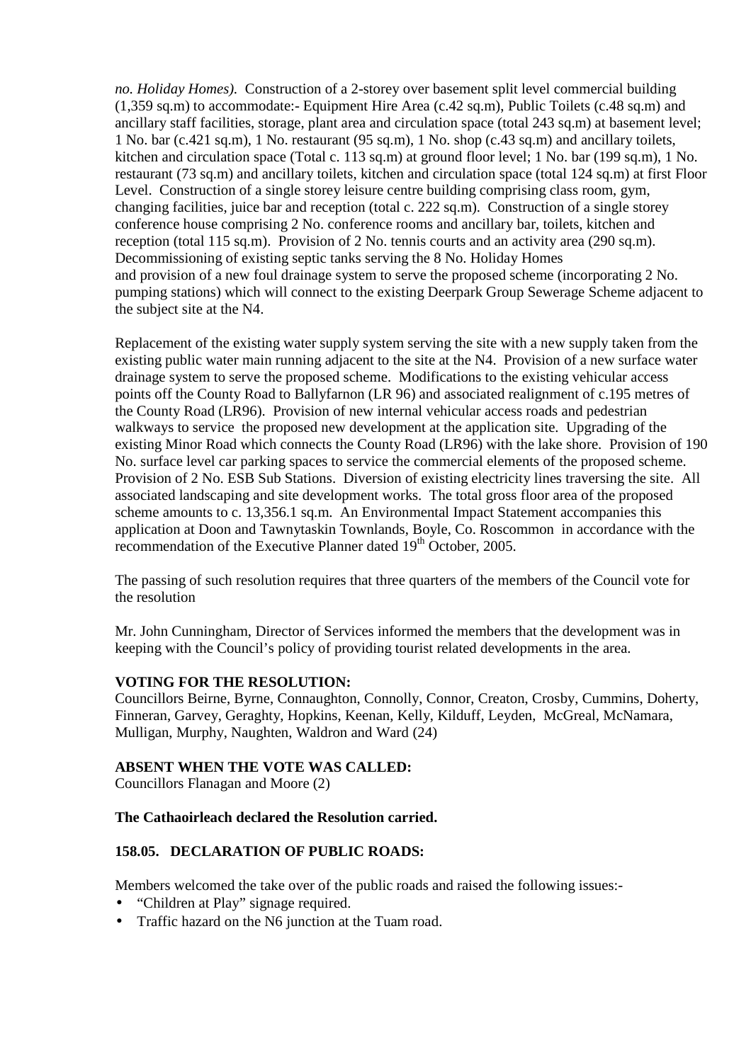*no. Holiday Homes).* Construction of a 2-storey over basement split level commercial building (1,359 sq.m) to accommodate:- Equipment Hire Area (c.42 sq.m), Public Toilets (c.48 sq.m) and ancillary staff facilities, storage, plant area and circulation space (total 243 sq.m) at basement level; 1 No. bar (c.421 sq.m), 1 No. restaurant (95 sq.m), 1 No. shop (c.43 sq.m) and ancillary toilets, kitchen and circulation space (Total c. 113 sq.m) at ground floor level; 1 No. bar (199 sq.m), 1 No. restaurant (73 sq.m) and ancillary toilets, kitchen and circulation space (total 124 sq.m) at first Floor Level. Construction of a single storey leisure centre building comprising class room, gym, changing facilities, juice bar and reception (total c. 222 sq.m). Construction of a single storey conference house comprising 2 No. conference rooms and ancillary bar, toilets, kitchen and reception (total 115 sq.m). Provision of 2 No. tennis courts and an activity area (290 sq.m). Decommissioning of existing septic tanks serving the 8 No. Holiday Homes and provision of a new foul drainage system to serve the proposed scheme (incorporating 2 No. pumping stations) which will connect to the existing Deerpark Group Sewerage Scheme adjacent to the subject site at the N4.

Replacement of the existing water supply system serving the site with a new supply taken from the existing public water main running adjacent to the site at the N4. Provision of a new surface water drainage system to serve the proposed scheme. Modifications to the existing vehicular access points off the County Road to Ballyfarnon (LR 96) and associated realignment of c.195 metres of the County Road (LR96). Provision of new internal vehicular access roads and pedestrian walkways to service the proposed new development at the application site. Upgrading of the existing Minor Road which connects the County Road (LR96) with the lake shore. Provision of 190 No. surface level car parking spaces to service the commercial elements of the proposed scheme. Provision of 2 No. ESB Sub Stations. Diversion of existing electricity lines traversing the site. All associated landscaping and site development works. The total gross floor area of the proposed scheme amounts to c. 13,356.1 sq.m. An Environmental Impact Statement accompanies this application at Doon and Tawnytaskin Townlands, Boyle, Co. Roscommon in accordance with the recommendation of the Executive Planner dated 19th October, 2005.

The passing of such resolution requires that three quarters of the members of the Council vote for the resolution

Mr. John Cunningham, Director of Services informed the members that the development was in keeping with the Council's policy of providing tourist related developments in the area.

**VOTING FOR THE RESOLUTION:**
Councillors Beirne, Byrne, Connaughton, Connolly, Connor, Creaton, Crosby, Cummins, Doherty, Finneran, Garvey, Geraghty, Hopkins, Keenan, Kelly, Kilduff, Leyden, McGreal, McNamara, Mulligan, Murphy, Naughten, Waldron and Ward (24)

**ABSENT WHEN THE VOTE WAS CALLED:**
Councillors Flanagan and Moore (2)

**The Cathaoirleach declared the Resolution carried.**

**158.05. DECLARATION OF PUBLIC ROADS:**

Members welcomed the take over of the public roads and raised the following issues:-

- "Children at Play" signage required.
- Traffic hazard on the N6 junction at the Tuam road.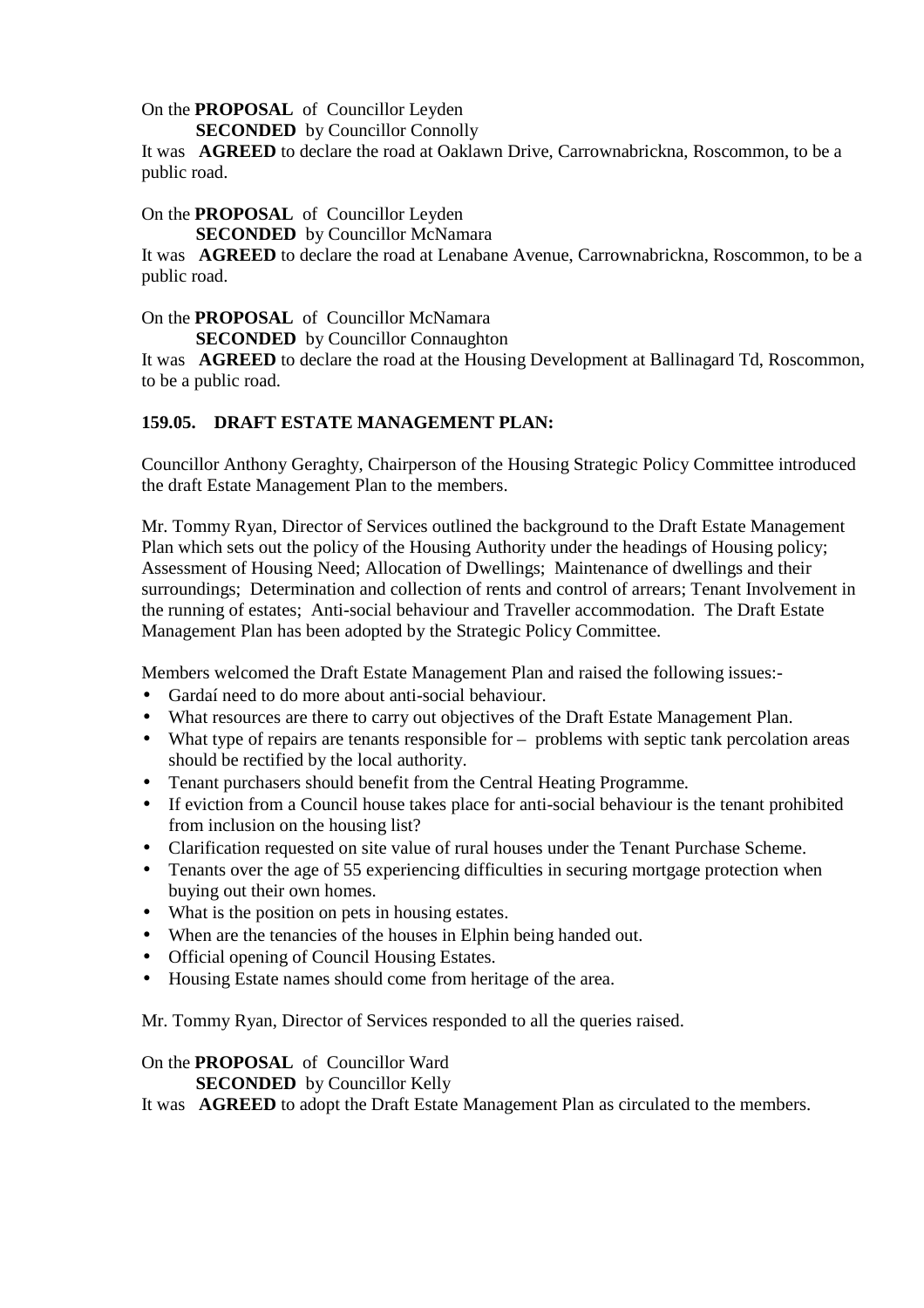On the **PROPOSAL** of Councillor Leyden

**SECONDED** by Councillor Connolly

It was **AGREED** to declare the road at Oaklawn Drive, Carrownabrickna, Roscommon, to be a public road.

On the **PROPOSAL** of Councillor Leyden

**SECONDED** by Councillor McNamara

It was **AGREED** to declare the road at Lenabane Avenue, Carrownabrickna, Roscommon, to be a public road.

On the **PROPOSAL** of Councillor McNamara

**SECONDED** by Councillor Connaughton

It was **AGREED** to declare the road at the Housing Development at Ballinagard Td, Roscommon, to be a public road.

**159.05. DRAFT ESTATE MANAGEMENT PLAN:**

Councillor Anthony Geraghty, Chairperson of the Housing Strategic Policy Committee introduced the draft Estate Management Plan to the members.

Mr. Tommy Ryan, Director of Services outlined the background to the Draft Estate Management Plan which sets out the policy of the Housing Authority under the headings of Housing policy; Assessment of Housing Need; Allocation of Dwellings; Maintenance of dwellings and their surroundings; Determination and collection of rents and control of arrears; Tenant Involvement in the running of estates; Anti-social behaviour and Traveller accommodation. The Draft Estate Management Plan has been adopted by the Strategic Policy Committee.

Members welcomed the Draft Estate Management Plan and raised the following issues:-

- Gardaí need to do more about anti-social behaviour.
- What resources are there to carry out objectives of the Draft Estate Management Plan.
- What type of repairs are tenants responsible for – problems with septic tank percolation areas should be rectified by the local authority.
- Tenant purchasers should benefit from the Central Heating Programme.
- If eviction from a Council house takes place for anti-social behaviour is the tenant prohibited from inclusion on the housing list?
- Clarification requested on site value of rural houses under the Tenant Purchase Scheme.
- Tenants over the age of 55 experiencing difficulties in securing mortgage protection when buying out their own homes.
- What is the position on pets in housing estates.
- When are the tenancies of the houses in Elphin being handed out.
- Official opening of Council Housing Estates.
- Housing Estate names should come from heritage of the area.

Mr. Tommy Ryan, Director of Services responded to all the queries raised.

On the **PROPOSAL** of Councillor Ward

**SECONDED** by Councillor Kelly

It was **AGREED** to adopt the Draft Estate Management Plan as circulated to the members.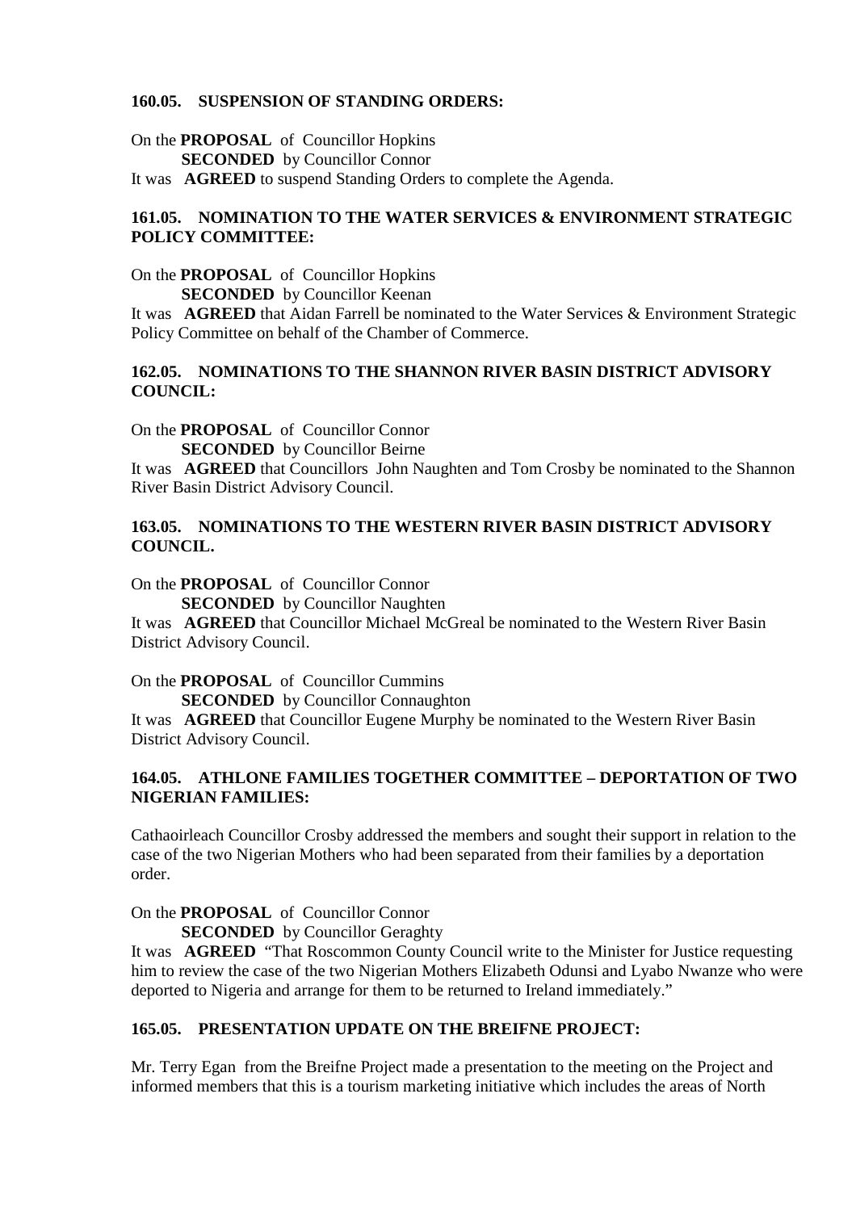**160.05. SUSPENSION OF STANDING ORDERS:**

On the **PROPOSAL** of Councillor Hopkins
**SECONDED** by Councillor Connor
It was **AGREED** to suspend Standing Orders to complete the Agenda.

**161.05. NOMINATION TO THE WATER SERVICES & ENVIRONMENT STRATEGIC POLICY COMMITTEE:**

On the **PROPOSAL** of Councillor Hopkins
**SECONDED** by Councillor Keenan
It was **AGREED** that Aidan Farrell be nominated to the Water Services & Environment Strategic Policy Committee on behalf of the Chamber of Commerce.

**162.05. NOMINATIONS TO THE SHANNON RIVER BASIN DISTRICT ADVISORY COUNCIL:**

On the **PROPOSAL** of Councillor Connor
**SECONDED** by Councillor Beirne
It was **AGREED** that Councillors John Naughten and Tom Crosby be nominated to the Shannon River Basin District Advisory Council.

**163.05. NOMINATIONS TO THE WESTERN RIVER BASIN DISTRICT ADVISORY COUNCIL.**

On the **PROPOSAL** of Councillor Connor
**SECONDED** by Councillor Naughten
It was **AGREED** that Councillor Michael McGreal be nominated to the Western River Basin District Advisory Council.

On the **PROPOSAL** of Councillor Cummins
**SECONDED** by Councillor Connaughton
It was **AGREED** that Councillor Eugene Murphy be nominated to the Western River Basin District Advisory Council.

**164.05. ATHLONE FAMILIES TOGETHER COMMITTEE – DEPORTATION OF TWO NIGERIAN FAMILIES:**

Cathaoirleach Councillor Crosby addressed the members and sought their support in relation to the case of the two Nigerian Mothers who had been separated from their families by a deportation order.

On the **PROPOSAL** of Councillor Connor
**SECONDED** by Councillor Geraghty
It was **AGREED** "That Roscommon County Council write to the Minister for Justice requesting him to review the case of the two Nigerian Mothers Elizabeth Odunsi and Lyabo Nwanze who were deported to Nigeria and arrange for them to be returned to Ireland immediately."

**165.05. PRESENTATION UPDATE ON THE BREIFNE PROJECT:**

Mr. Terry Egan from the Breifne Project made a presentation to the meeting on the Project and informed members that this is a tourism marketing initiative which includes the areas of North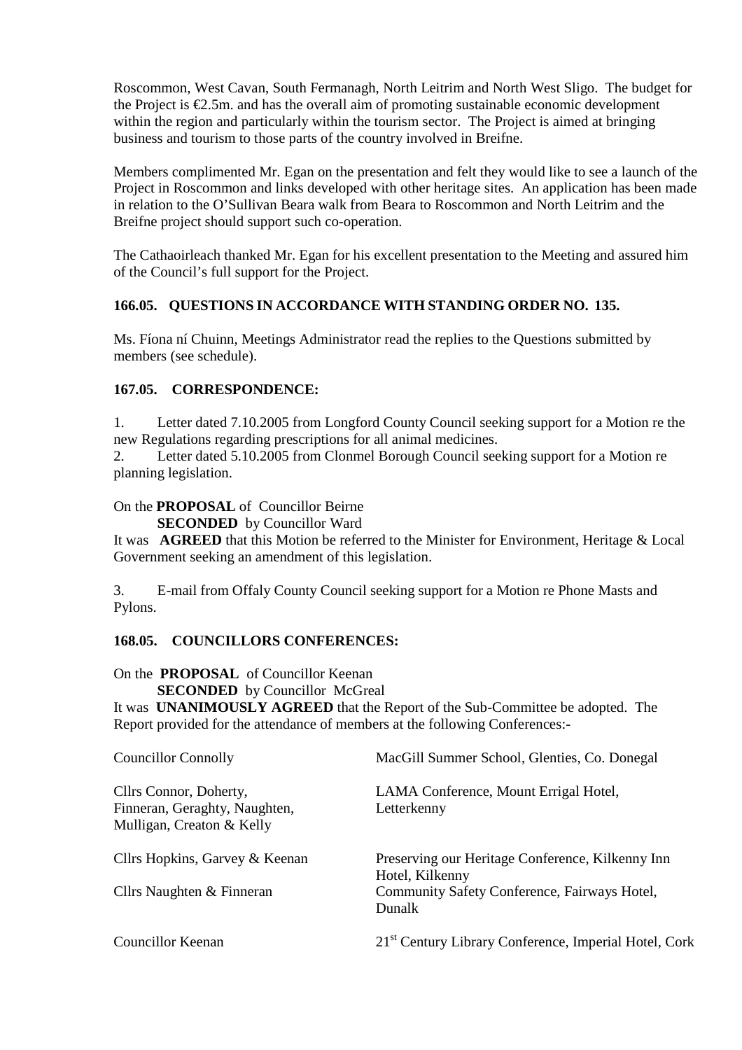Roscommon, West Cavan, South Fermanagh, North Leitrim and North West Sligo. The budget for the Project is €2.5m. and has the overall aim of promoting sustainable economic development within the region and particularly within the tourism sector. The Project is aimed at bringing business and tourism to those parts of the country involved in Breifne.

Members complimented Mr. Egan on the presentation and felt they would like to see a launch of the Project in Roscommon and links developed with other heritage sites. An application has been made in relation to the O'Sullivan Beara walk from Beara to Roscommon and North Leitrim and the Breifne project should support such co-operation.

The Cathaoirleach thanked Mr. Egan for his excellent presentation to the Meeting and assured him of the Council's full support for the Project.

**166.05. QUESTIONS IN ACCORDANCE WITH STANDING ORDER NO. 135.**

Ms. Fíona ní Chuinn, Meetings Administrator read the replies to the Questions submitted by members (see schedule).

**167.05. CORRESPONDENCE:**

1. Letter dated 7.10.2005 from Longford County Council seeking support for a Motion re the new Regulations regarding prescriptions for all animal medicines.
2. Letter dated 5.10.2005 from Clonmel Borough Council seeking support for a Motion re planning legislation.

On the **PROPOSAL** of Councillor Beirne
**SECONDED** by Councillor Ward
It was **AGREED** that this Motion be referred to the Minister for Environment, Heritage & Local Government seeking an amendment of this legislation.

3. E-mail from Offaly County Council seeking support for a Motion re Phone Masts and Pylons.

**168.05. COUNCILLORS CONFERENCES:**

On the **PROPOSAL** of Councillor Keenan
**SECONDED** by Councillor McGreal
It was **UNANIMOUSLY AGREED** that the Report of the Sub-Committee be adopted. The Report provided for the attendance of members at the following Conferences:-

| | |
|---|---|
| Councillor Connolly | MacGill Summer School, Glenties, Co. Donegal |
| Cllrs Connor, Doherty, Finneran, Geraghty, Naughten, Mulligan, Creaton & Kelly | LAMA Conference, Mount Errigal Hotel, Letterkenny |
| Cllrs Hopkins, Garvey & Keenan | Preserving our Heritage Conference, Kilkenny Inn Hotel, Kilkenny |
| Cllrs Naughten & Finneran | Community Safety Conference, Fairways Hotel, Dunalk |
| Councillor Keenan | 21st Century Library Conference, Imperial Hotel, Cork |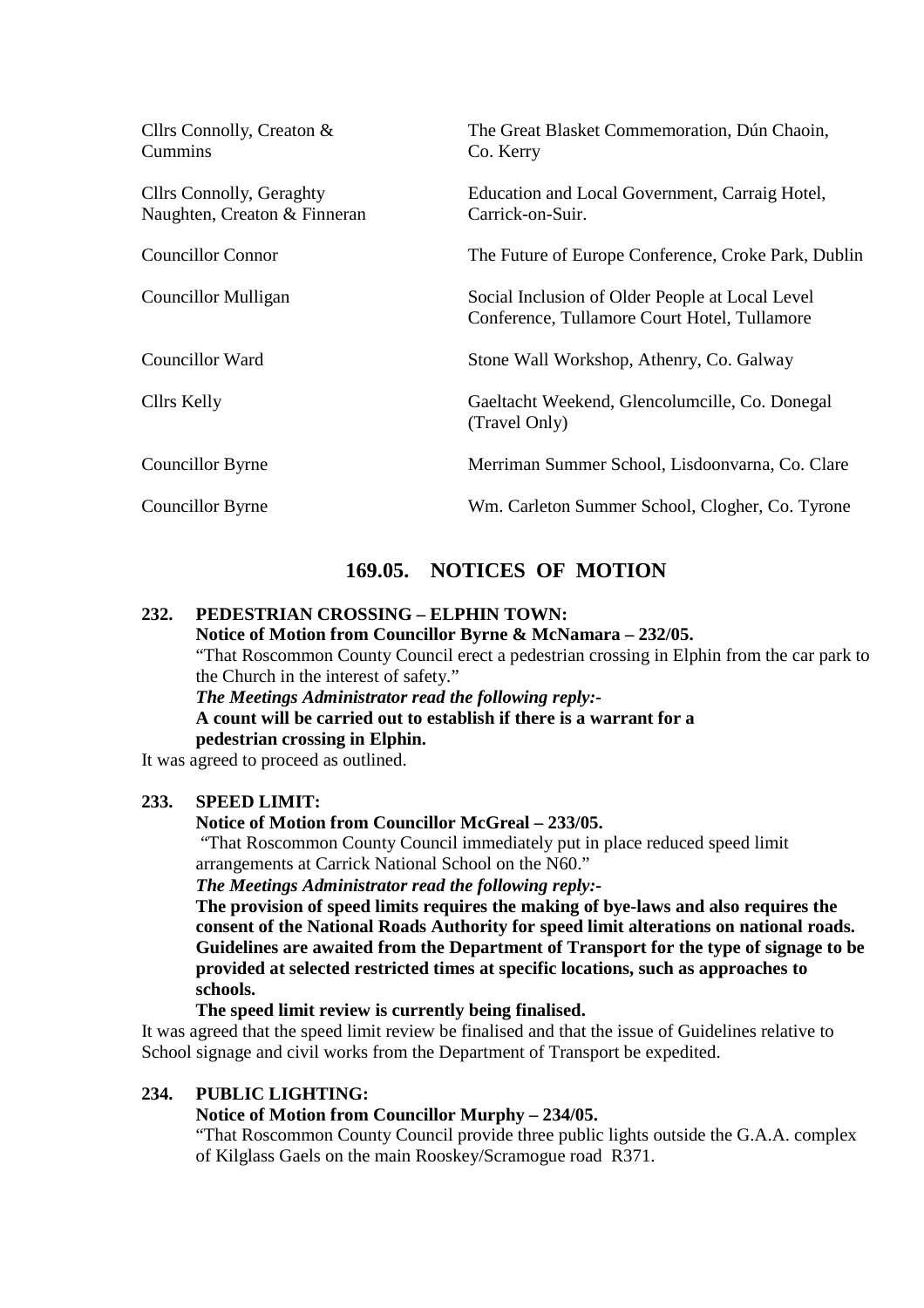| | |
|---|---|
| Cllrs Connolly, Creaton & Cummins | The Great Blasket Commemoration, Dún Chaoin, Co. Kerry |
| Cllrs Connolly, Geraghty Naughten, Creaton & Finneran | Education and Local Government, Carraig Hotel, Carrick-on-Suir. |
| Councillor Connor | The Future of Europe Conference, Croke Park, Dublin |
| Councillor Mulligan | Social Inclusion of Older People at Local Level Conference, Tullamore Court Hotel, Tullamore |
| Councillor Ward | Stone Wall Workshop, Athenry, Co. Galway |
| Cllrs Kelly | Gaeltacht Weekend, Glencolumcille, Co. Donegal (Travel Only) |
| Councillor Byrne | Merriman Summer School, Lisdoonvarna, Co. Clare |
| Councillor Byrne | Wm. Carleton Summer School, Clogher, Co. Tyrone |

## 169.05. NOTICES OF MOTION

**232. PEDESTRIAN CROSSING – ELPHIN TOWN:**

**Notice of Motion from Councillor Byrne & McNamara – 232/05.**

"That Roscommon County Council erect a pedestrian crossing in Elphin from the car park to the Church in the interest of safety."

***The Meetings Administrator read the following reply:-***

**A count will be carried out to establish if there is a warrant for a pedestrian crossing in Elphin.**

It was agreed to proceed as outlined.

**233. SPEED LIMIT:**

**Notice of Motion from Councillor McGreal – 233/05.**

"That Roscommon County Council immediately put in place reduced speed limit arrangements at Carrick National School on the N60."

***The Meetings Administrator read the following reply:-***

**The provision of speed limits requires the making of bye-laws and also requires the consent of the National Roads Authority for speed limit alterations on national roads. Guidelines are awaited from the Department of Transport for the type of signage to be provided at selected restricted times at specific locations, such as approaches to schools.**

**The speed limit review is currently being finalised.**

It was agreed that the speed limit review be finalised and that the issue of Guidelines relative to School signage and civil works from the Department of Transport be expedited.

**234. PUBLIC LIGHTING:**

**Notice of Motion from Councillor Murphy – 234/05.**

"That Roscommon County Council provide three public lights outside the G.A.A. complex of Kilglass Gaels on the main Rooskey/Scramogue road R371.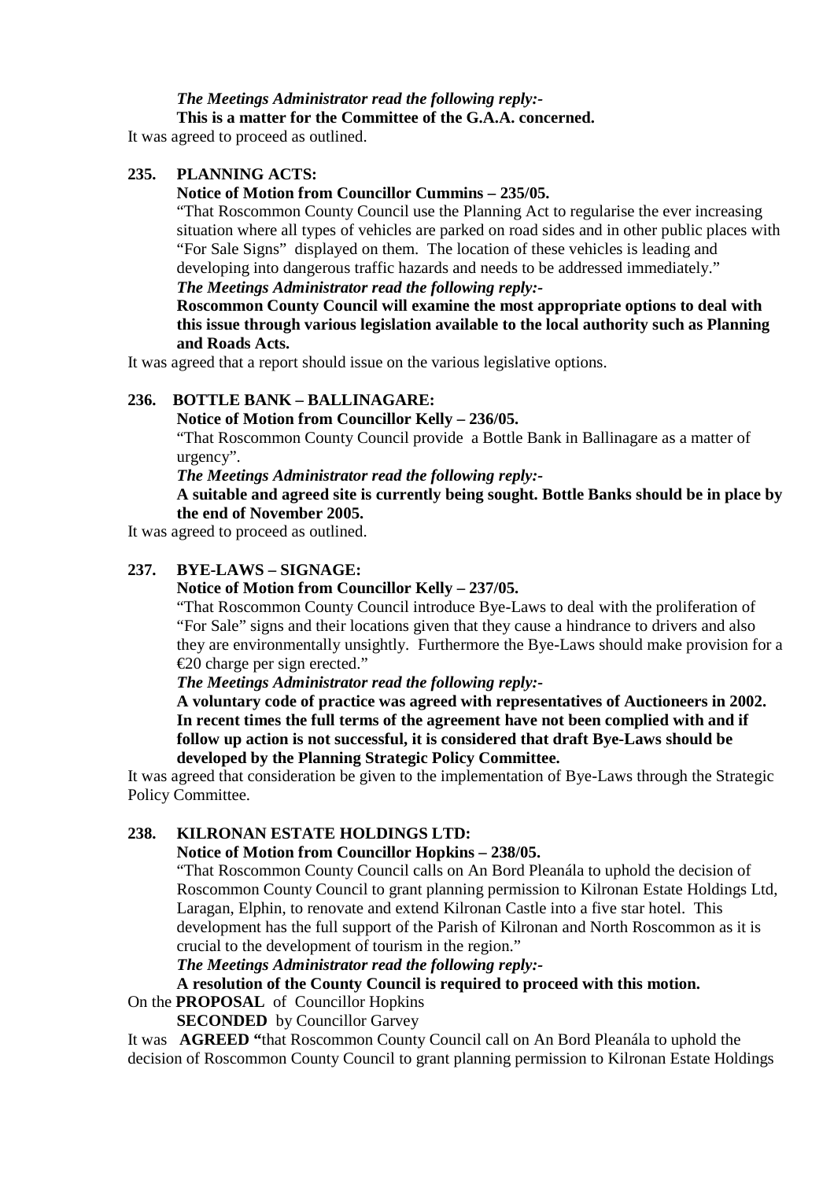*The Meetings Administrator read the following reply:-*

**This is a matter for the Committee of the G.A.A. concerned.**

It was agreed to proceed as outlined.

**235. PLANNING ACTS:**

**Notice of Motion from Councillor Cummins – 235/05.**

"That Roscommon County Council use the Planning Act to regularise the ever increasing situation where all types of vehicles are parked on road sides and in other public places with "For Sale Signs" displayed on them. The location of these vehicles is leading and developing into dangerous traffic hazards and needs to be addressed immediately."

*The Meetings Administrator read the following reply:-*

**Roscommon County Council will examine the most appropriate options to deal with this issue through various legislation available to the local authority such as Planning and Roads Acts.**

It was agreed that a report should issue on the various legislative options.

**236. BOTTLE BANK – BALLINAGARE:**

**Notice of Motion from Councillor Kelly – 236/05.**

"That Roscommon County Council provide a Bottle Bank in Ballinagare as a matter of urgency".

*The Meetings Administrator read the following reply:-*

**A suitable and agreed site is currently being sought. Bottle Banks should be in place by the end of November 2005.**

It was agreed to proceed as outlined.

**237. BYE-LAWS – SIGNAGE:**

**Notice of Motion from Councillor Kelly – 237/05.**

"That Roscommon County Council introduce Bye-Laws to deal with the proliferation of "For Sale" signs and their locations given that they cause a hindrance to drivers and also they are environmentally unsightly. Furthermore the Bye-Laws should make provision for a €20 charge per sign erected."

*The Meetings Administrator read the following reply:-*

**A voluntary code of practice was agreed with representatives of Auctioneers in 2002. In recent times the full terms of the agreement have not been complied with and if follow up action is not successful, it is considered that draft Bye-Laws should be developed by the Planning Strategic Policy Committee.**

It was agreed that consideration be given to the implementation of Bye-Laws through the Strategic Policy Committee.

**238. KILRONAN ESTATE HOLDINGS LTD:**

**Notice of Motion from Councillor Hopkins – 238/05.**

"That Roscommon County Council calls on An Bord Pleanála to uphold the decision of Roscommon County Council to grant planning permission to Kilronan Estate Holdings Ltd, Laragan, Elphin, to renovate and extend Kilronan Castle into a five star hotel. This development has the full support of the Parish of Kilronan and North Roscommon as it is crucial to the development of tourism in the region."

*The Meetings Administrator read the following reply:-*

**A resolution of the County Council is required to proceed with this motion.**

On the **PROPOSAL** of Councillor Hopkins

**SECONDED** by Councillor Garvey

It was **AGREED "**that Roscommon County Council call on An Bord Pleanála to uphold the decision of Roscommon County Council to grant planning permission to Kilronan Estate Holdings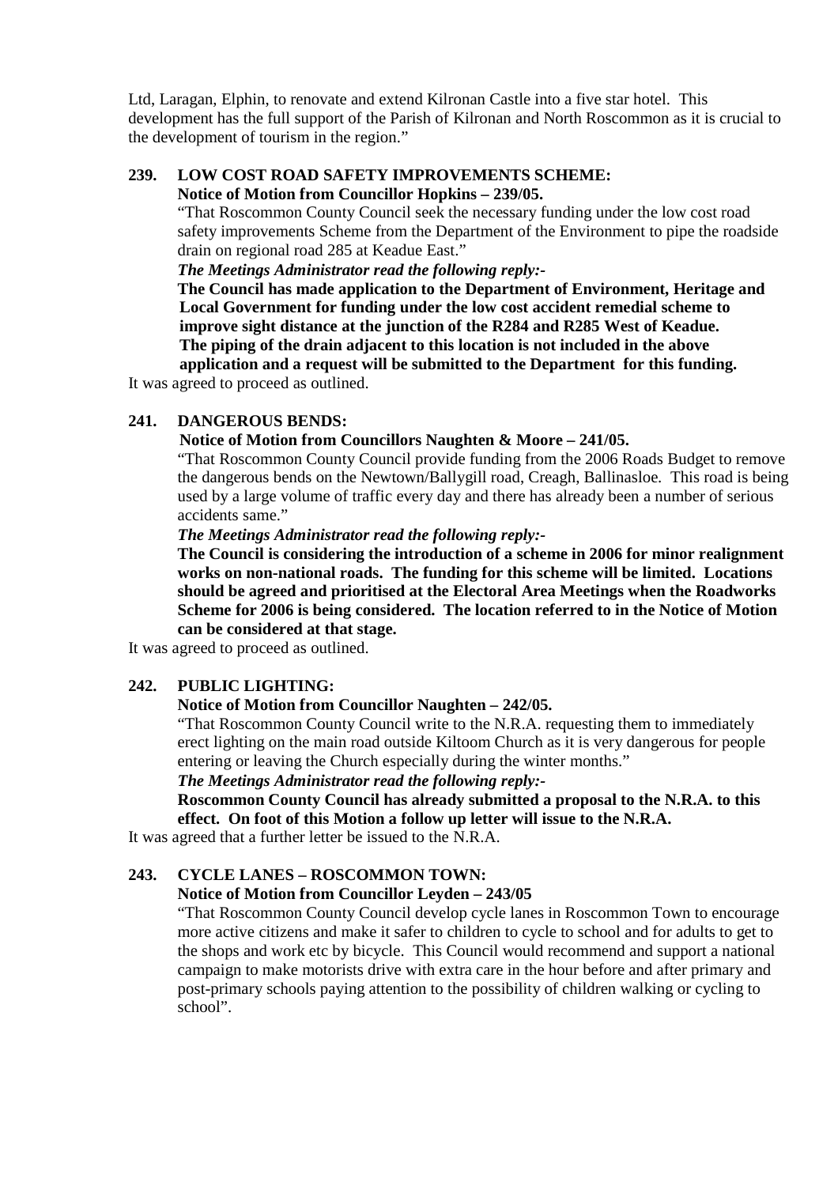Ltd, Laragan, Elphin, to renovate and extend Kilronan Castle into a five star hotel. This development has the full support of the Parish of Kilronan and North Roscommon as it is crucial to the development of tourism in the region."

**239. LOW COST ROAD SAFETY IMPROVEMENTS SCHEME:**
**Notice of Motion from Councillor Hopkins – 239/05.**

"That Roscommon County Council seek the necessary funding under the low cost road safety improvements Scheme from the Department of the Environment to pipe the roadside drain on regional road 285 at Keadue East."

***The Meetings Administrator read the following reply:-***

**The Council has made application to the Department of Environment, Heritage and Local Government for funding under the low cost accident remedial scheme to improve sight distance at the junction of the R284 and R285 West of Keadue. The piping of the drain adjacent to this location is not included in the above application and a request will be submitted to the Department for this funding.**

It was agreed to proceed as outlined.

**241. DANGEROUS BENDS:**
**Notice of Motion from Councillors Naughten & Moore – 241/05.**

"That Roscommon County Council provide funding from the 2006 Roads Budget to remove the dangerous bends on the Newtown/Ballygill road, Creagh, Ballinasloe. This road is being used by a large volume of traffic every day and there has already been a number of serious accidents same."

***The Meetings Administrator read the following reply:-***

**The Council is considering the introduction of a scheme in 2006 for minor realignment works on non-national roads. The funding for this scheme will be limited. Locations should be agreed and prioritised at the Electoral Area Meetings when the Roadworks Scheme for 2006 is being considered. The location referred to in the Notice of Motion can be considered at that stage.**

It was agreed to proceed as outlined.

**242. PUBLIC LIGHTING:**
**Notice of Motion from Councillor Naughten – 242/05.**

"That Roscommon County Council write to the N.R.A. requesting them to immediately erect lighting on the main road outside Kiltoom Church as it is very dangerous for people entering or leaving the Church especially during the winter months."

***The Meetings Administrator read the following reply:-***

**Roscommon County Council has already submitted a proposal to the N.R.A. to this effect. On foot of this Motion a follow up letter will issue to the N.R.A.**

It was agreed that a further letter be issued to the N.R.A.

**243. CYCLE LANES – ROSCOMMON TOWN:**
**Notice of Motion from Councillor Leyden – 243/05**

"That Roscommon County Council develop cycle lanes in Roscommon Town to encourage more active citizens and make it safer to children to cycle to school and for adults to get to the shops and work etc by bicycle. This Council would recommend and support a national campaign to make motorists drive with extra care in the hour before and after primary and post-primary schools paying attention to the possibility of children walking or cycling to school".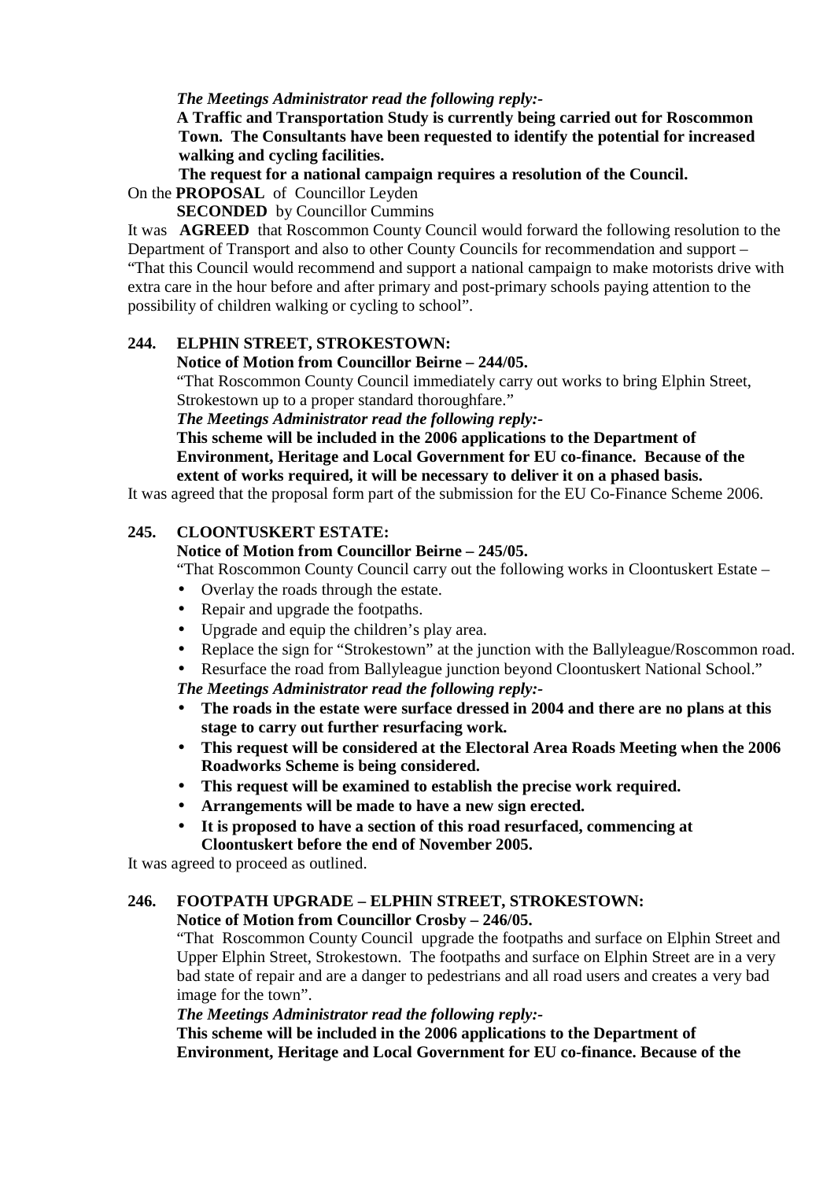*The Meetings Administrator read the following reply:-*

**A Traffic and Transportation Study is currently being carried out for Roscommon Town. The Consultants have been requested to identify the potential for increased walking and cycling facilities.**

**The request for a national campaign requires a resolution of the Council.**

On the **PROPOSAL** of Councillor Leyden

**SECONDED** by Councillor Cummins

It was **AGREED** that Roscommon County Council would forward the following resolution to the Department of Transport and also to other County Councils for recommendation and support – "That this Council would recommend and support a national campaign to make motorists drive with extra care in the hour before and after primary and post-primary schools paying attention to the possibility of children walking or cycling to school".

### 244. ELPHIN STREET, STROKESTOWN:

**Notice of Motion from Councillor Beirne – 244/05.**

"That Roscommon County Council immediately carry out works to bring Elphin Street, Strokestown up to a proper standard thoroughfare."

*The Meetings Administrator read the following reply:-*

**This scheme will be included in the 2006 applications to the Department of Environment, Heritage and Local Government for EU co-finance. Because of the extent of works required, it will be necessary to deliver it on a phased basis.**

It was agreed that the proposal form part of the submission for the EU Co-Finance Scheme 2006.

### 245. CLOONTUSKERT ESTATE:

**Notice of Motion from Councillor Beirne – 245/05.**

"That Roscommon County Council carry out the following works in Cloontuskert Estate –

- Overlay the roads through the estate.
- Repair and upgrade the footpaths.
- Upgrade and equip the children's play area.
- Replace the sign for "Strokestown" at the junction with the Ballyleague/Roscommon road.
- Resurface the road from Ballyleague junction beyond Cloontuskert National School."

*The Meetings Administrator read the following reply:-*

- **The roads in the estate were surface dressed in 2004 and there are no plans at this stage to carry out further resurfacing work.**
- **This request will be considered at the Electoral Area Roads Meeting when the 2006 Roadworks Scheme is being considered.**
- **This request will be examined to establish the precise work required.**
- **Arrangements will be made to have a new sign erected.**
- **It is proposed to have a section of this road resurfaced, commencing at Cloontuskert before the end of November 2005.**

It was agreed to proceed as outlined.

### 246. FOOTPATH UPGRADE – ELPHIN STREET, STROKESTOWN:

**Notice of Motion from Councillor Crosby – 246/05.**

"That Roscommon County Council upgrade the footpaths and surface on Elphin Street and Upper Elphin Street, Strokestown. The footpaths and surface on Elphin Street are in a very bad state of repair and are a danger to pedestrians and all road users and creates a very bad image for the town".

*The Meetings Administrator read the following reply:-*

**This scheme will be included in the 2006 applications to the Department of Environment, Heritage and Local Government for EU co-finance. Because of the**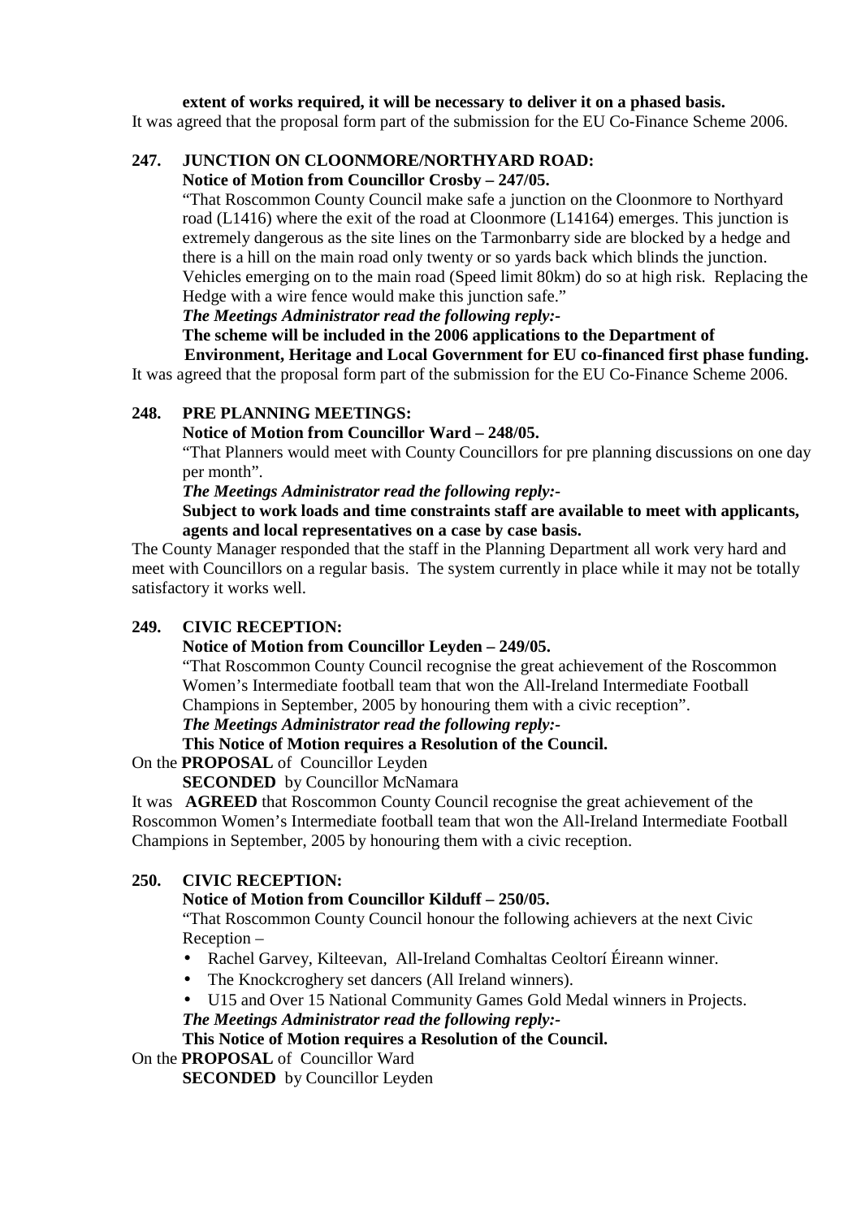**extent of works required, it will be necessary to deliver it on a phased basis.**

It was agreed that the proposal form part of the submission for the EU Co-Finance Scheme 2006.

**247. JUNCTION ON CLOONMORE/NORTHYARD ROAD:**

**Notice of Motion from Councillor Crosby – 247/05.**

"That Roscommon County Council make safe a junction on the Cloonmore to Northyard road (L1416) where the exit of the road at Cloonmore (L14164) emerges. This junction is extremely dangerous as the site lines on the Tarmonbarry side are blocked by a hedge and there is a hill on the main road only twenty or so yards back which blinds the junction. Vehicles emerging on to the main road (Speed limit 80km) do so at high risk. Replacing the Hedge with a wire fence would make this junction safe."

***The Meetings Administrator read the following reply:-***

**The scheme will be included in the 2006 applications to the Department of Environment, Heritage and Local Government for EU co-financed first phase funding.**

It was agreed that the proposal form part of the submission for the EU Co-Finance Scheme 2006.

**248. PRE PLANNING MEETINGS:**

**Notice of Motion from Councillor Ward – 248/05.**

"That Planners would meet with County Councillors for pre planning discussions on one day per month".

***The Meetings Administrator read the following reply:-***

**Subject to work loads and time constraints staff are available to meet with applicants, agents and local representatives on a case by case basis.**

The County Manager responded that the staff in the Planning Department all work very hard and meet with Councillors on a regular basis. The system currently in place while it may not be totally satisfactory it works well.

**249. CIVIC RECEPTION:**

**Notice of Motion from Councillor Leyden – 249/05.**

"That Roscommon County Council recognise the great achievement of the Roscommon Women's Intermediate football team that won the All-Ireland Intermediate Football Champions in September, 2005 by honouring them with a civic reception".

***The Meetings Administrator read the following reply:-***

**This Notice of Motion requires a Resolution of the Council.**

On the **PROPOSAL** of Councillor Leyden

**SECONDED** by Councillor McNamara

It was **AGREED** that Roscommon County Council recognise the great achievement of the Roscommon Women's Intermediate football team that won the All-Ireland Intermediate Football Champions in September, 2005 by honouring them with a civic reception.

**250. CIVIC RECEPTION:**

**Notice of Motion from Councillor Kilduff – 250/05.**

"That Roscommon County Council honour the following achievers at the next Civic Reception –

- Rachel Garvey, Kilteevan, All-Ireland Comhaltas Ceoltorí Éireann winner.
- The Knockcroghery set dancers (All Ireland winners).
- U15 and Over 15 National Community Games Gold Medal winners in Projects.

***The Meetings Administrator read the following reply:-***

**This Notice of Motion requires a Resolution of the Council.**

On the **PROPOSAL** of Councillor Ward

**SECONDED** by Councillor Leyden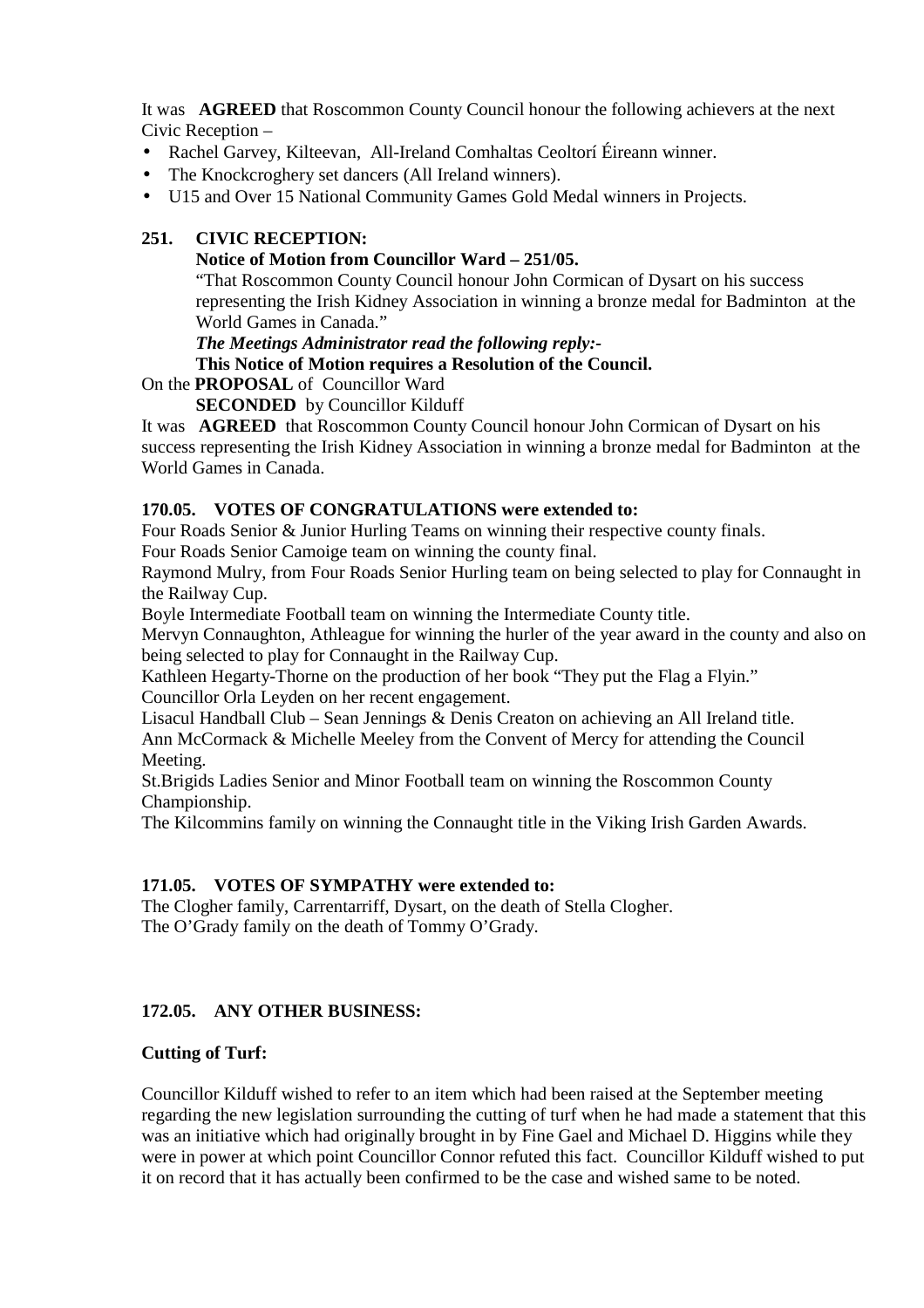It was **AGREED** that Roscommon County Council honour the following achievers at the next Civic Reception –

- Rachel Garvey, Kilteevan, All-Ireland Comhaltas Ceoltorí Éireann winner.
- The Knockcroghery set dancers (All Ireland winners).
- U15 and Over 15 National Community Games Gold Medal winners in Projects.

**251. CIVIC RECEPTION:**

**Notice of Motion from Councillor Ward – 251/05.**

"That Roscommon County Council honour John Cormican of Dysart on his success representing the Irish Kidney Association in winning a bronze medal for Badminton at the World Games in Canada."

***The Meetings Administrator read the following reply:-***

**This Notice of Motion requires a Resolution of the Council.**

On the **PROPOSAL** of Councillor Ward

**SECONDED** by Councillor Kilduff

It was **AGREED** that Roscommon County Council honour John Cormican of Dysart on his success representing the Irish Kidney Association in winning a bronze medal for Badminton at the World Games in Canada.

**170.05. VOTES OF CONGRATULATIONS were extended to:**

Four Roads Senior & Junior Hurling Teams on winning their respective county finals.
Four Roads Senior Camoige team on winning the county final.
Raymond Mulry, from Four Roads Senior Hurling team on being selected to play for Connaught in the Railway Cup.
Boyle Intermediate Football team on winning the Intermediate County title.
Mervyn Connaughton, Athleague for winning the hurler of the year award in the county and also on being selected to play for Connaught in the Railway Cup.
Kathleen Hegarty-Thorne on the production of her book "They put the Flag a Flyin."
Councillor Orla Leyden on her recent engagement.
Lisacul Handball Club – Sean Jennings & Denis Creaton on achieving an All Ireland title.
Ann McCormack & Michelle Meeley from the Convent of Mercy for attending the Council Meeting.
St.Brigids Ladies Senior and Minor Football team on winning the Roscommon County Championship.
The Kilcommins family on winning the Connaught title in the Viking Irish Garden Awards.

**171.05. VOTES OF SYMPATHY were extended to:**

The Clogher family, Carrentarriff, Dysart, on the death of Stella Clogher.
The O'Grady family on the death of Tommy O'Grady.

**172.05. ANY OTHER BUSINESS:**

**Cutting of Turf:**

Councillor Kilduff wished to refer to an item which had been raised at the September meeting regarding the new legislation surrounding the cutting of turf when he had made a statement that this was an initiative which had originally brought in by Fine Gael and Michael D. Higgins while they were in power at which point Councillor Connor refuted this fact. Councillor Kilduff wished to put it on record that it has actually been confirmed to be the case and wished same to be noted.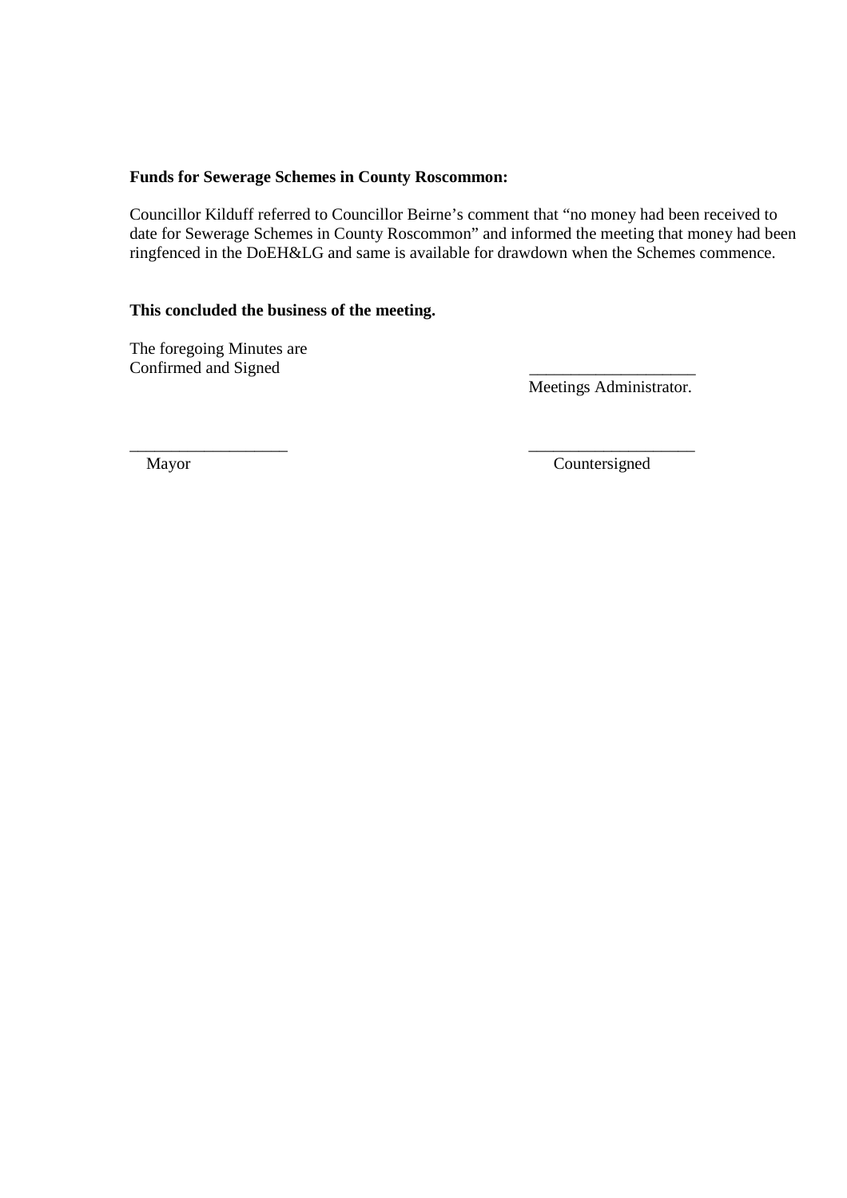**Funds for Sewerage Schemes in County Roscommon:**

Councillor Kilduff referred to Councillor Beirne's comment that "no money had been received to date for Sewerage Schemes in County Roscommon" and informed the meeting that money had been ringfenced in the DoEH&LG and same is available for drawdown when the Schemes commence.

**This concluded the business of the meeting.**

The foregoing Minutes are
Confirmed and Signed

____________________
Meetings Administrator.

____________________
Mayor

____________________
Countersigned